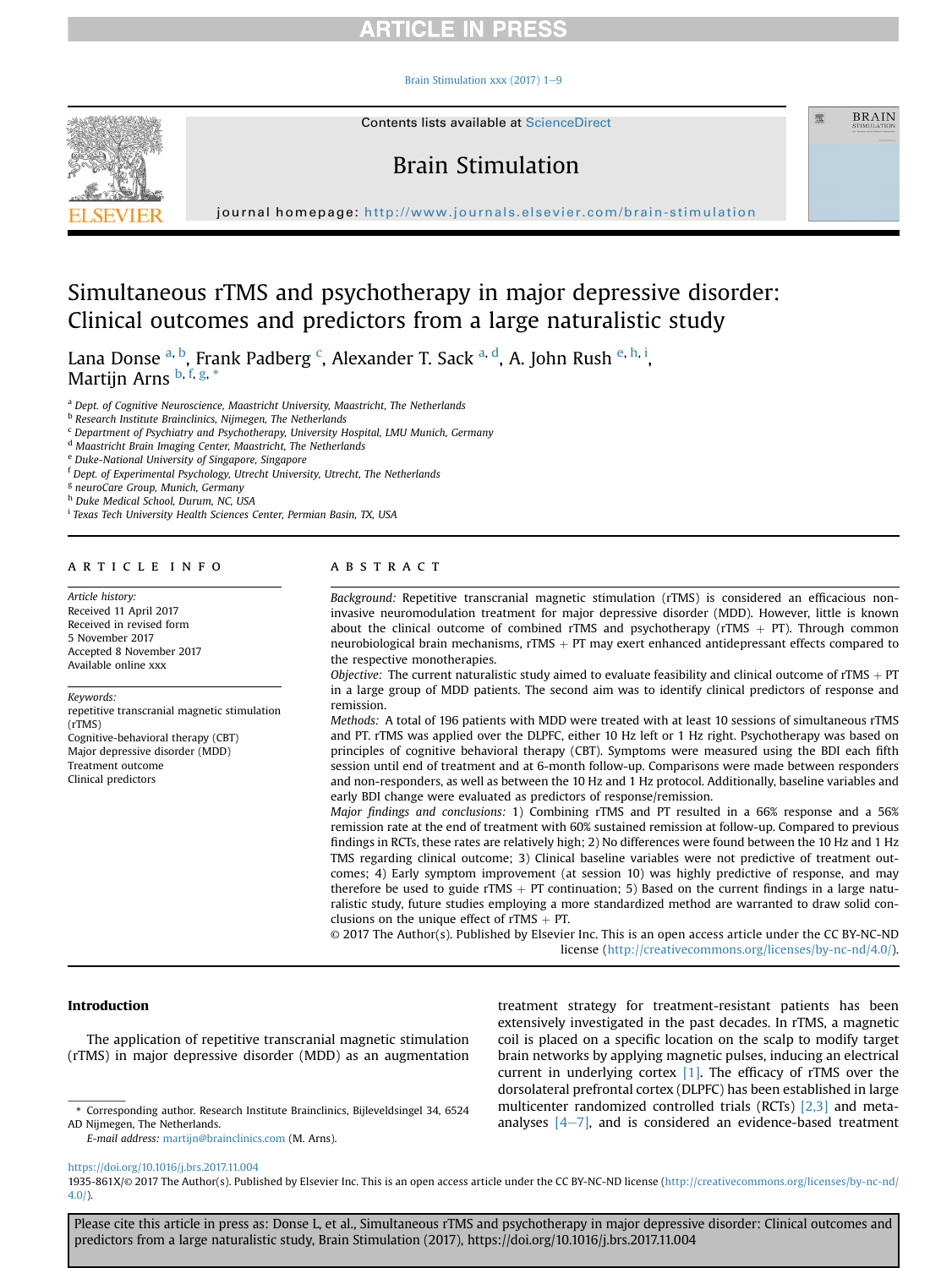# Simultaneous rTMS and psychotherapy in major depressive disorder: Clinical outcomes and predictors from a large naturalistic study

Lana Donse [a, b], Frank Padberg [c], Alexander T. Sack [a, d], A. John Rush [e, h, i], Martijn Arns [b, f, g, *]

[a] Dept. of Cognitive Neuroscience, Maastricht University, Maastricht, The Netherlands
[b] Research Institute Brainclinics, Nijmegen, The Netherlands
[c] Department of Psychiatry and Psychotherapy, University Hospital, LMU Munich, Germany
[d] Maastricht Brain Imaging Center, Maastricht, The Netherlands
[e] Duke-National University of Singapore, Singapore
[f] Dept. of Experimental Psychology, Utrecht University, Utrecht, The Netherlands
[g] neuroCare Group, Munich, Germany
[h] Duke Medical School, Durum, NC, USA
[i] Texas Tech University Health Sciences Center, Permian Basin, TX, USA

## ARTICLE INFO

*Article history:*
Received 11 April 2017
Received in revised form
5 November 2017
Accepted 8 November 2017
Available online xxx

*Keywords:*
repetitive transcranial magnetic stimulation (rTMS)
Cognitive-behavioral therapy (CBT)
Major depressive disorder (MDD)
Treatment outcome
Clinical predictors

## ABSTRACT

*Background:* Repetitive transcranial magnetic stimulation (rTMS) is considered an efficacious non-invasive neuromodulation treatment for major depressive disorder (MDD). However, little is known about the clinical outcome of combined rTMS and psychotherapy (rTMS + PT). Through common neurobiological brain mechanisms, rTMS + PT may exert enhanced antidepressant effects compared to the respective monotherapies.

*Objective:* The current naturalistic study aimed to evaluate feasibility and clinical outcome of rTMS + PT in a large group of MDD patients. The second aim was to identify clinical predictors of response and remission.

*Methods:* A total of 196 patients with MDD were treated with at least 10 sessions of simultaneous rTMS and PT. rTMS was applied over the DLPFC, either 10 Hz left or 1 Hz right. Psychotherapy was based on principles of cognitive behavioral therapy (CBT). Symptoms were measured using the BDI each fifth session until end of treatment and at 6-month follow-up. Comparisons were made between responders and non-responders, as well as between the 10 Hz and 1 Hz protocol. Additionally, baseline variables and early BDI change were evaluated as predictors of response/remission.

*Major findings and conclusions:* 1) Combining rTMS and PT resulted in a 66% response and a 56% remission rate at the end of treatment with 60% sustained remission at follow-up. Compared to previous findings in RCTs, these rates are relatively high; 2) No differences were found between the 10 Hz and 1 Hz TMS regarding clinical outcome; 3) Clinical baseline variables were not predictive of treatment outcomes; 4) Early symptom improvement (at session 10) was highly predictive of response, and may therefore be used to guide rTMS + PT continuation; 5) Based on the current findings in a large naturalistic study, future studies employing a more standardized method are warranted to draw solid conclusions on the unique effect of rTMS + PT.

© 2017 The Author(s). Published by Elsevier Inc. This is an open access article under the CC BY-NC-ND license (http://creativecommons.org/licenses/by-nc-nd/4.0/).

## Introduction

The application of repetitive transcranial magnetic stimulation (rTMS) in major depressive disorder (MDD) as an augmentation treatment strategy for treatment-resistant patients has been extensively investigated in the past decades. In rTMS, a magnetic coil is placed on a specific location on the scalp to modify target brain networks by applying magnetic pulses, inducing an electrical current in underlying cortex [1]. The efficacy of rTMS over the dorsolateral prefrontal cortex (DLPFC) has been established in large multicenter randomized controlled trials (RCTs) [2,3] and meta-analyses [4–7], and is considered an evidence-based treatment

\* Corresponding author. Research Institute Brainclinics, Bijleveldsingel 34, 6524 AD Nijmegen, The Netherlands.
*E-mail address:* martijn@brainclinics.com (M. Arns).

https://doi.org/10.1016/j.brs.2017.11.004
1935-861X/© 2017 The Author(s). Published by Elsevier Inc. This is an open access article under the CC BY-NC-ND license (http://creativecommons.org/licenses/by-nc-nd/4.0/).

Please cite this article in press as: Donse L, et al., Simultaneous rTMS and psychotherapy in major depressive disorder: Clinical outcomes and predictors from a large naturalistic study, Brain Stimulation (2017), https://doi.org/10.1016/j.brs.2017.11.004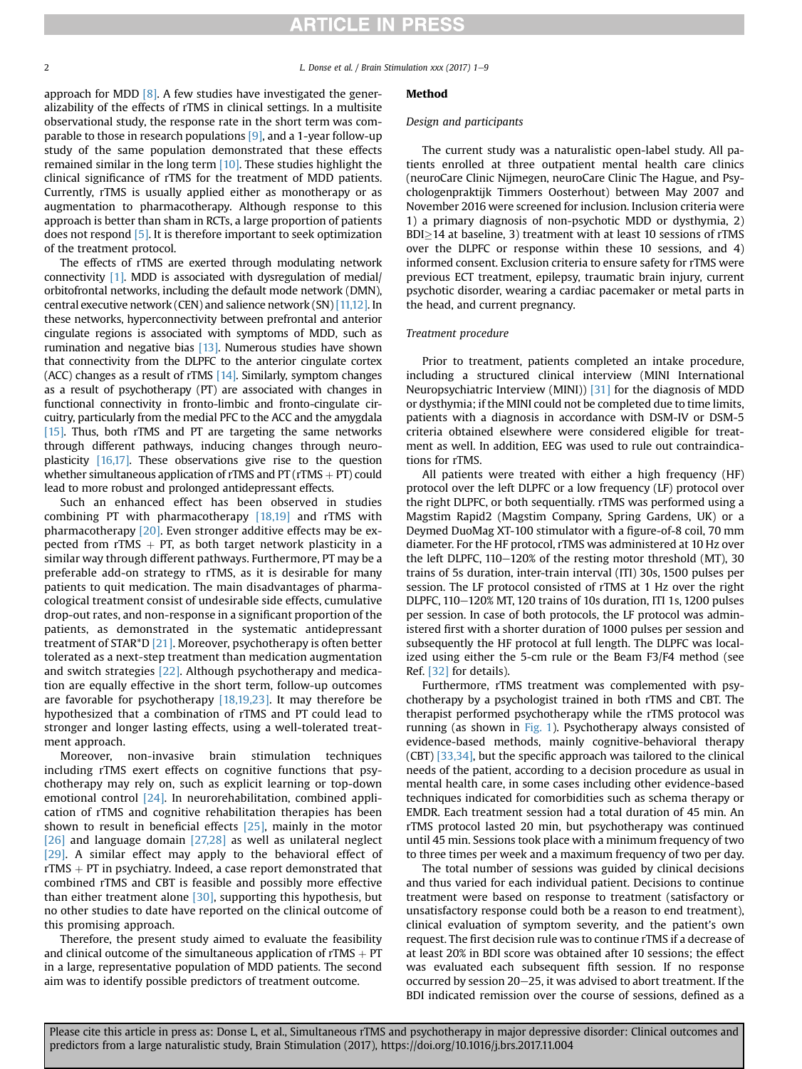approach for MDD [8]. A few studies have investigated the generalizability of the effects of rTMS in clinical settings. In a multisite observational study, the response rate in the short term was comparable to those in research populations [9], and a 1-year follow-up study of the same population demonstrated that these effects remained similar in the long term [10]. These studies highlight the clinical significance of rTMS for the treatment of MDD patients. Currently, rTMS is usually applied either as monotherapy or as augmentation to pharmacotherapy. Although response to this approach is better than sham in RCTs, a large proportion of patients does not respond [5]. It is therefore important to seek optimization of the treatment protocol.

The effects of rTMS are exerted through modulating network connectivity [1]. MDD is associated with dysregulation of medial/orbitofrontal networks, including the default mode network (DMN), central executive network (CEN) and salience network (SN) [11,12]. In these networks, hyperconnectivity between prefrontal and anterior cingulate regions is associated with symptoms of MDD, such as rumination and negative bias [13]. Numerous studies have shown that connectivity from the DLPFC to the anterior cingulate cortex (ACC) changes as a result of rTMS [14]. Similarly, symptom changes as a result of psychotherapy (PT) are associated with changes in functional connectivity in fronto-limbic and fronto-cingulate circuitry, particularly from the medial PFC to the ACC and the amygdala [15]. Thus, both rTMS and PT are targeting the same networks through different pathways, inducing changes through neuroplasticity [16,17]. These observations give rise to the question whether simultaneous application of rTMS and PT (rTMS + PT) could lead to more robust and prolonged antidepressant effects.

Such an enhanced effect has been observed in studies combining PT with pharmacotherapy [18,19] and rTMS with pharmacotherapy [20]. Even stronger additive effects may be expected from rTMS + PT, as both target network plasticity in a similar way through different pathways. Furthermore, PT may be a preferable add-on strategy to rTMS, as it is desirable for many patients to quit medication. The main disadvantages of pharmacological treatment consist of undesirable side effects, cumulative drop-out rates, and non-response in a significant proportion of the patients, as demonstrated in the systematic antidepressant treatment of STAR*D [21]. Moreover, psychotherapy is often better tolerated as a next-step treatment than medication augmentation and switch strategies [22]. Although psychotherapy and medication are equally effective in the short term, follow-up outcomes are favorable for psychotherapy [18,19,23]. It may therefore be hypothesized that a combination of rTMS and PT could lead to stronger and longer lasting effects, using a well-tolerated treatment approach.

Moreover, non-invasive brain stimulation techniques including rTMS exert effects on cognitive functions that psychotherapy may rely on, such as explicit learning or top-down emotional control [24]. In neurorehabilitation, combined application of rTMS and cognitive rehabilitation therapies has been shown to result in beneficial effects [25], mainly in the motor [26] and language domain [27,28] as well as unilateral neglect [29]. A similar effect may apply to the behavioral effect of rTMS + PT in psychiatry. Indeed, a case report demonstrated that combined rTMS and CBT is feasible and possibly more effective than either treatment alone [30], supporting this hypothesis, but no other studies to date have reported on the clinical outcome of this promising approach.

Therefore, the present study aimed to evaluate the feasibility and clinical outcome of the simultaneous application of rTMS + PT in a large, representative population of MDD patients. The second aim was to identify possible predictors of treatment outcome.

## Method

### *Design and participants*

The current study was a naturalistic open-label study. All patients enrolled at three outpatient mental health care clinics (neuroCare Clinic Nijmegen, neuroCare Clinic The Hague, and Psychologenpraktijk Timmers Oosterhout) between May 2007 and November 2016 were screened for inclusion. Inclusion criteria were 1) a primary diagnosis of non-psychotic MDD or dysthymia, 2) BDI≥14 at baseline, 3) treatment with at least 10 sessions of rTMS over the DLPFC or response within these 10 sessions, and 4) informed consent. Exclusion criteria to ensure safety for rTMS were previous ECT treatment, epilepsy, traumatic brain injury, current psychotic disorder, wearing a cardiac pacemaker or metal parts in the head, and current pregnancy.

### *Treatment procedure*

Prior to treatment, patients completed an intake procedure, including a structured clinical interview (MINI International Neuropsychiatric Interview (MINI)) [31] for the diagnosis of MDD or dysthymia; if the MINI could not be completed due to time limits, patients with a diagnosis in accordance with DSM-IV or DSM-5 criteria obtained elsewhere were considered eligible for treatment as well. In addition, EEG was used to rule out contraindications for rTMS.

All patients were treated with either a high frequency (HF) protocol over the left DLPFC or a low frequency (LF) protocol over the right DLPFC, or both sequentially. rTMS was performed using a Magstim Rapid2 (Magstim Company, Spring Gardens, UK) or a Deymed DuoMag XT-100 stimulator with a figure-of-8 coil, 70 mm diameter. For the HF protocol, rTMS was administered at 10 Hz over the left DLPFC, 110–120% of the resting motor threshold (MT), 30 trains of 5s duration, inter-train interval (ITI) 30s, 1500 pulses per session. The LF protocol consisted of rTMS at 1 Hz over the right DLPFC, 110–120% MT, 120 trains of 10s duration, ITI 1s, 1200 pulses per session. In case of both protocols, the LF protocol was administered first with a shorter duration of 1000 pulses per session and subsequently the HF protocol at full length. The DLPFC was localized using either the 5-cm rule or the Beam F3/F4 method (see Ref. [32] for details).

Furthermore, rTMS treatment was complemented with psychotherapy by a psychologist trained in both rTMS and CBT. The therapist performed psychotherapy while the rTMS protocol was running (as shown in Fig. 1). Psychotherapy always consisted of evidence-based methods, mainly cognitive-behavioral therapy (CBT) [33,34], but the specific approach was tailored to the clinical needs of the patient, according to a decision procedure as usual in mental health care, in some cases including other evidence-based techniques indicated for comorbidities such as schema therapy or EMDR. Each treatment session had a total duration of 45 min. An rTMS protocol lasted 20 min, but psychotherapy was continued until 45 min. Sessions took place with a minimum frequency of two to three times per week and a maximum frequency of two per day.

The total number of sessions was guided by clinical decisions and thus varied for each individual patient. Decisions to continue treatment were based on response to treatment (satisfactory or unsatisfactory response could both be a reason to end treatment), clinical evaluation of symptom severity, and the patient's own request. The first decision rule was to continue rTMS if a decrease of at least 20% in BDI score was obtained after 10 sessions; the effect was evaluated each subsequent fifth session. If no response occurred by session 20–25, it was advised to abort treatment. If the BDI indicated remission over the course of sessions, defined as a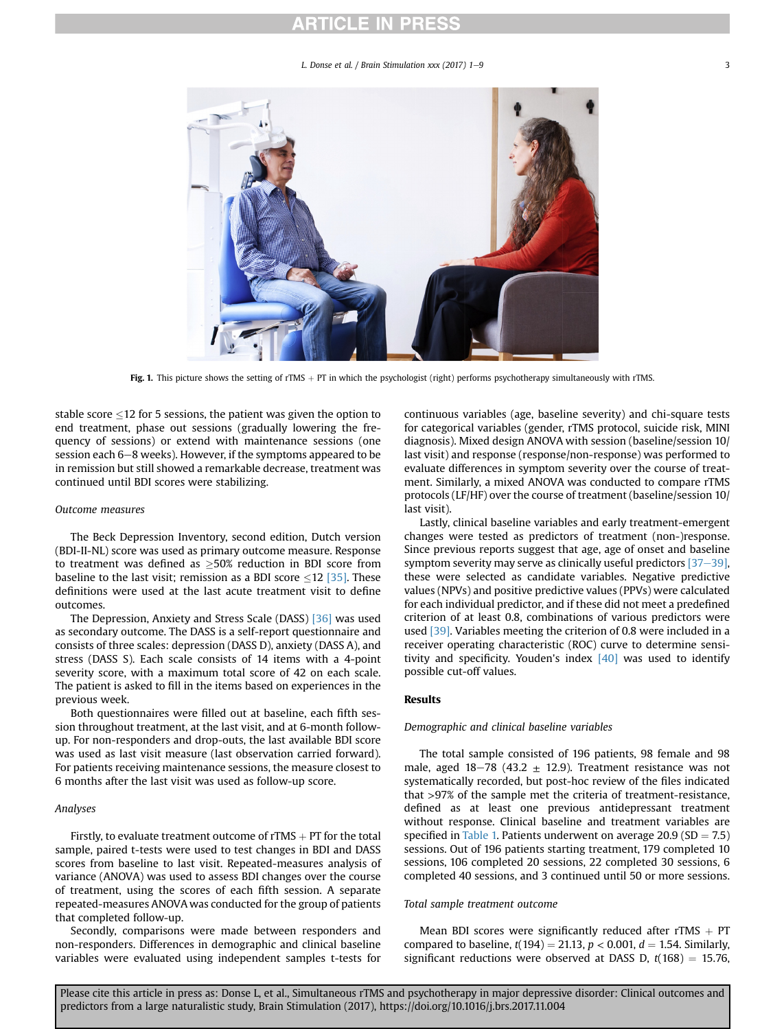Fig. 1. This picture shows the setting of rTMS + PT in which the psychologist (right) performs psychotherapy simultaneously with rTMS.

stable score ≤12 for 5 sessions, the patient was given the option to end treatment, phase out sessions (gradually lowering the frequency of sessions) or extend with maintenance sessions (one session each 6–8 weeks). However, if the symptoms appeared to be in remission but still showed a remarkable decrease, treatment was continued until BDI scores were stabilizing.

### Outcome measures

The Beck Depression Inventory, second edition, Dutch version (BDI-II-NL) score was used as primary outcome measure. Response to treatment was defined as ≥50% reduction in BDI score from baseline to the last visit; remission as a BDI score ≤12 [35]. These definitions were used at the last acute treatment visit to define outcomes.

The Depression, Anxiety and Stress Scale (DASS) [36] was used as secondary outcome. The DASS is a self-report questionnaire and consists of three scales: depression (DASS D), anxiety (DASS A), and stress (DASS S). Each scale consists of 14 items with a 4-point severity score, with a maximum total score of 42 on each scale. The patient is asked to fill in the items based on experiences in the previous week.

Both questionnaires were filled out at baseline, each fifth session throughout treatment, at the last visit, and at 6-month follow-up. For non-responders and drop-outs, the last available BDI score was used as last visit measure (last observation carried forward). For patients receiving maintenance sessions, the measure closest to 6 months after the last visit was used as follow-up score.

### Analyses

Firstly, to evaluate treatment outcome of rTMS + PT for the total sample, paired t-tests were used to test changes in BDI and DASS scores from baseline to last visit. Repeated-measures analysis of variance (ANOVA) was used to assess BDI changes over the course of treatment, using the scores of each fifth session. A separate repeated-measures ANOVA was conducted for the group of patients that completed follow-up.

Secondly, comparisons were made between responders and non-responders. Differences in demographic and clinical baseline variables were evaluated using independent samples t-tests for continuous variables (age, baseline severity) and chi-square tests for categorical variables (gender, rTMS protocol, suicide risk, MINI diagnosis). Mixed design ANOVA with session (baseline/session 10/last visit) and response (response/non-response) was performed to evaluate differences in symptom severity over the course of treatment. Similarly, a mixed ANOVA was conducted to compare rTMS protocols (LF/HF) over the course of treatment (baseline/session 10/last visit).

Lastly, clinical baseline variables and early treatment-emergent changes were tested as predictors of treatment (non-)response. Since previous reports suggest that age, age of onset and baseline symptom severity may serve as clinically useful predictors [37–39], these were selected as candidate variables. Negative predictive values (NPVs) and positive predictive values (PPVs) were calculated for each individual predictor, and if these did not meet a predefined criterion of at least 0.8, combinations of various predictors were used [39]. Variables meeting the criterion of 0.8 were included in a receiver operating characteristic (ROC) curve to determine sensitivity and specificity. Youden's index [40] was used to identify possible cut-off values.

## Results

### Demographic and clinical baseline variables

The total sample consisted of 196 patients, 98 female and 98 male, aged 18–78 (43.2 ± 12.9). Treatment resistance was not systematically recorded, but post-hoc review of the files indicated that >97% of the sample met the criteria of treatment-resistance, defined as at least one previous antidepressant treatment without response. Clinical baseline and treatment variables are specified in Table 1. Patients underwent on average 20.9 (SD = 7.5) sessions. Out of 196 patients starting treatment, 179 completed 10 sessions, 106 completed 20 sessions, 22 completed 30 sessions, 6 completed 40 sessions, and 3 continued until 50 or more sessions.

### Total sample treatment outcome

Mean BDI scores were significantly reduced after rTMS + PT compared to baseline, $t(194) = 21.13$, $p < 0.001$, $d = 1.54$. Similarly, significant reductions were observed at DASS D, $t(168) = 15.76$,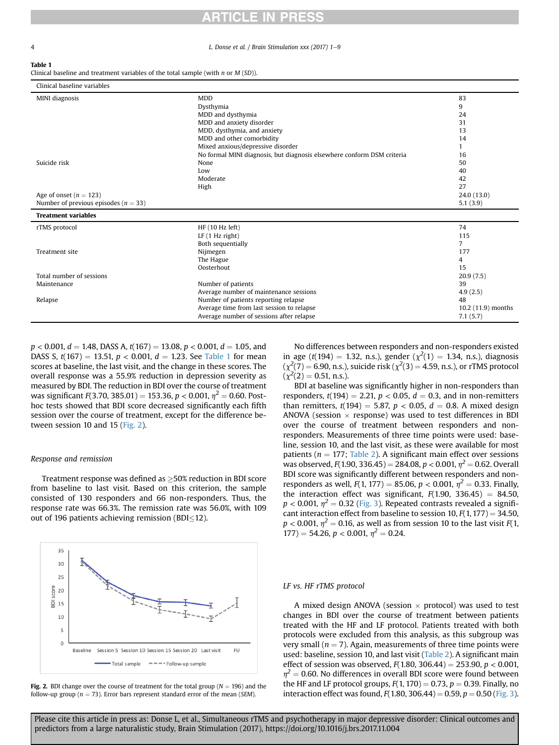**Table 1**
Clinical baseline and treatment variables of the total sample (with *n* or *M* (*SD*)).

| Clinical baseline variables | | |
|---|---|---|
| MINI diagnosis | MDD | 83 |
| | Dysthymia | 9 |
| | MDD and dysthymia | 24 |
| | MDD and anxiety disorder | 31 |
| | MDD, dysthymia, and anxiety | 13 |
| | MDD and other comorbidity | 14 |
| | Mixed anxious/depressive disorder | 1 |
| | No formal MINI diagnosis, but diagnosis elsewhere conform DSM criteria | 16 |
| Suicide risk | None | 50 |
| | Low | 40 |
| | Moderate | 42 |
| | High | 27 |
| Age of onset ($n = 123$) | | 24.0 (13.0) |
| Number of previous episodes ($n = 33$) | | 5.1 (3.9) |
| **Treatment variables** | | |
| rTMS protocol | HF (10 Hz left) | 74 |
| | LF (1 Hz right) | 115 |
| | Both sequentially | 7 |
| Treatment site | Nijmegen | 177 |
| | The Hague | 4 |
| | Oosterhout | 15 |
| Total number of sessions | | 20.9 (7.5) |
| Maintenance | Number of patients | 39 |
| | Average number of maintenance sessions | 4.9 (2.5) |
| Relapse | Number of patients reporting relapse | 48 |
| | Average time from last session to relapse | 10.2 (11.9) months |
| | Average number of sessions after relapse | 7.1 (5.7) |

$p < 0.001$, $d = 1.48$, DASS A, $t(167) = 13.08$, $p < 0.001$, $d = 1.05$, and DASS S, $t(167) = 13.51$, $p < 0.001$, $d = 1.23$. See Table 1 for mean scores at baseline, the last visit, and the change in these scores. The overall response was a 55.9% reduction in depression severity as measured by BDI. The reduction in BDI over the course of treatment was significant $F(3.70, 385.01) = 153.36$, $p < 0.001$, $\eta^2 = 0.60$. Post-hoc tests showed that BDI score decreased significantly each fifth session over the course of treatment, except for the difference between session 10 and 15 (Fig. 2).

### Response and remission

Treatment response was defined as ≥50% reduction in BDI score from baseline to last visit. Based on this criterion, the sample consisted of 130 responders and 66 non-responders. Thus, the response rate was 66.3%. The remission rate was 56.0%, with 109 out of 196 patients achieving remission (BDI≤12).

**Fig. 2.** BDI change over the course of treatment for the total group ($N = 196$) and the follow-up group ($n = 73$). Error bars represent standard error of the mean (*SEM*).

No differences between responders and non-responders existed in age ($t(194) = 1.32$, n.s.), gender ($\chi^2(1) = 1.34$, n.s.), diagnosis ($\chi^2(7) = 6.90$, n.s.), suicide risk ($\chi^2(3) = 4.59$, n.s.), or rTMS protocol ($\chi^2(2) = 0.51$, n.s.).

BDI at baseline was significantly higher in non-responders than responders, $t(194) = 2.21$, $p < 0.05$, $d = 0.3$, and in non-remitters than remitters, $t(194) = 5.87$, $p < 0.05$, $d = 0.8$. A mixed design ANOVA (session × response) was used to test differences in BDI over the course of treatment between responders and non-responders. Measurements of three time points were used: baseline, session 10, and the last visit, as these were available for most patients ($n = 177$; Table 2). A significant main effect over sessions was observed, $F(1.90, 336.45) = 284.08$, $p < 0.001$, $\eta^2 = 0.62$. Overall BDI score was significantly different between responders and non-responders as well, $F(1, 177) = 85.06$, $p < 0.001$, $\eta^2 = 0.33$. Finally, the interaction effect was significant, $F(1.90, 336.45) = 84.50$, $p < 0.001$, $\eta^2 = 0.32$ (Fig. 3). Repeated contrasts revealed a significant interaction effect from baseline to session 10, $F(1, 177) = 34.50$, $p < 0.001$, $\eta^2 = 0.16$, as well as from session 10 to the last visit $F(1, 177) = 54.26$, $p < 0.001$, $\eta^2 = 0.24$.

### LF vs. HF rTMS protocol

A mixed design ANOVA (session × protocol) was used to test changes in BDI over the course of treatment between patients treated with the HF and LF protocol. Patients treated with both protocols were excluded from this analysis, as this subgroup was very small ($n = 7$). Again, measurements of three time points were used: baseline, session 10, and last visit (Table 2). A significant main effect of session was observed, $F(1.80, 306.44) = 253.90$, $p < 0.001$, $\eta^2 = 0.60$. No differences in overall BDI score were found between the HF and LF protocol groups, $F(1, 170) = 0.73$, $p = 0.39$. Finally, no interaction effect was found, $F(1.80, 306.44) = 0.59$, $p = 0.50$ (Fig. 3).

Please cite this article in press as: Donse L, et al., Simultaneous rTMS and psychotherapy in major depressive disorder: Clinical outcomes and predictors from a large naturalistic study, Brain Stimulation (2017), https://doi.org/10.1016/j.brs.2017.11.004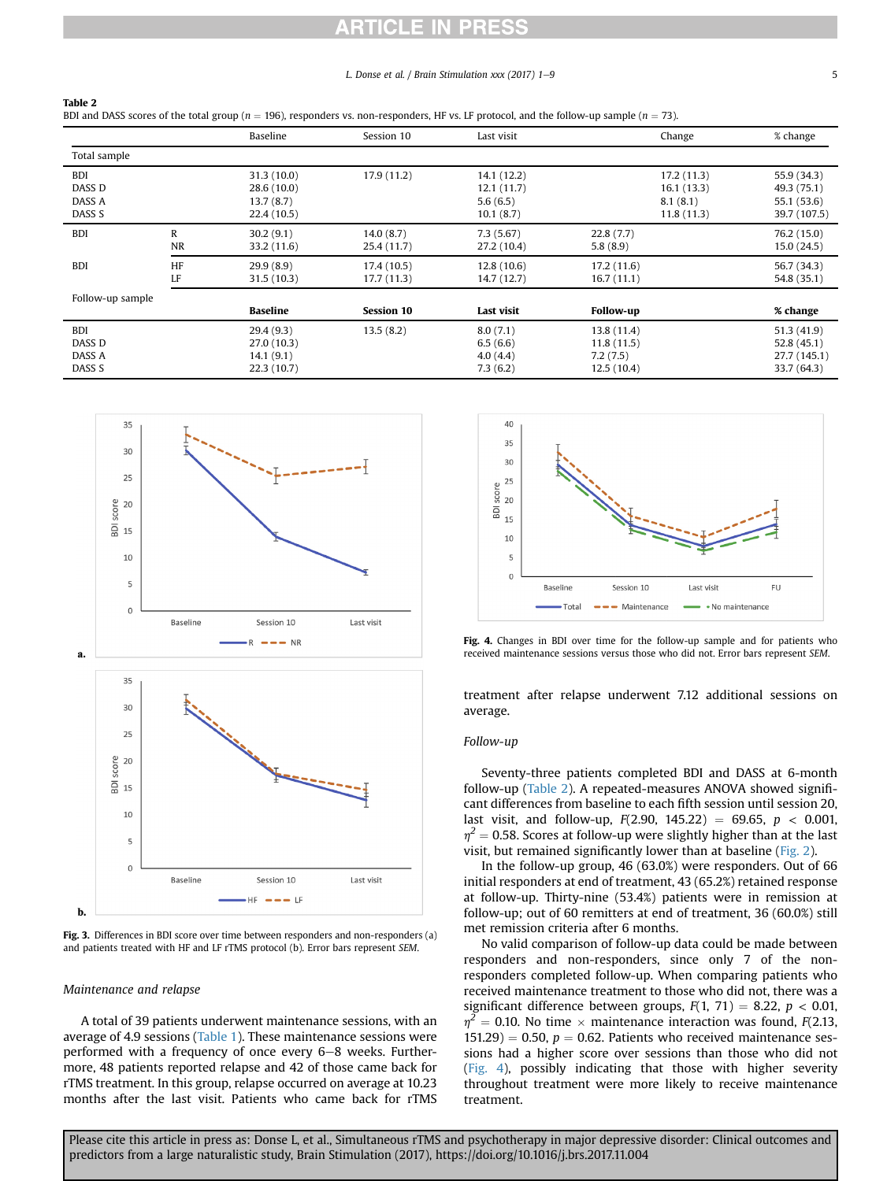**Table 2**
BDI and DASS scores of the total group ($n$ = 196), responders vs. non-responders, HF vs. LF protocol, and the follow-up sample ($n$ = 73).

| | | Baseline | Session 10 | Last visit | Change | % change |
|---|---|---|---|---|---|---|
| Total sample | | | | | | |
| BDI | | 31.3 (10.0) | 17.9 (11.2) | 14.1 (12.2) | 17.2 (11.3) | 55.9 (34.3) |
| DASS D | | 28.6 (10.0) | | 12.1 (11.7) | 16.1 (13.3) | 49.3 (75.1) |
| DASS A | | 13.7 (8.7) | | 5.6 (6.5) | 8.1 (8.1) | 55.1 (53.6) |
| DASS S | | 22.4 (10.5) | | 10.1 (8.7) | 11.8 (11.3) | 39.7 (107.5) |
| BDI | R | 30.2 (9.1) | 14.0 (8.7) | 7.3 (5.67) | 22.8 (7.7) | 76.2 (15.0) |
| | NR | 33.2 (11.6) | 25.4 (11.7) | 27.2 (10.4) | 5.8 (8.9) | 15.0 (24.5) |
| BDI | HF | 29.9 (8.9) | 17.4 (10.5) | 12.8 (10.6) | 17.2 (11.6) | 56.7 (34.3) |
| | LF | 31.5 (10.3) | 17.7 (11.3) | 14.7 (12.7) | 16.7 (11.1) | 54.8 (35.1) |
| Follow-up sample | | **Baseline** | **Session 10** | **Last visit** | **Follow-up** | **% change** |
| BDI | | 29.4 (9.3) | 13.5 (8.2) | 8.0 (7.1) | 13.8 (11.4) | 51.3 (41.9) |
| DASS D | | 27.0 (10.3) | | 6.5 (6.6) | 11.8 (11.5) | 52.8 (45.1) |
| DASS A | | 14.1 (9.1) | | 4.0 (4.4) | 7.2 (7.5) | 27.7 (145.1) |
| DASS S | | 22.3 (10.7) | | 7.3 (6.2) | 12.5 (10.4) | 33.7 (64.3) |

**Fig. 3.** Differences in BDI score over time between responders and non-responders (a) and patients treated with HF and LF rTMS protocol (b). Error bars represent *SEM*.

**Fig. 4.** Changes in BDI over time for the follow-up sample and for patients who received maintenance sessions versus those who did not. Error bars represent *SEM*.

*Maintenance and relapse*

A total of 39 patients underwent maintenance sessions, with an average of 4.9 sessions (Table 1). These maintenance sessions were performed with a frequency of once every 6–8 weeks. Furthermore, 48 patients reported relapse and 42 of those came back for rTMS treatment. In this group, relapse occurred on average at 10.23 months after the last visit. Patients who came back for rTMS treatment after relapse underwent 7.12 additional sessions on average.

*Follow-up*

Seventy-three patients completed BDI and DASS at 6-month follow-up (Table 2). A repeated-measures ANOVA showed significant differences from baseline to each fifth session until session 20, last visit, and follow-up, $F(2.90,\ 145.22) = 69.65$, $p < 0.001$, $\eta^2 = 0.58$. Scores at follow-up were slightly higher than at the last visit, but remained significantly lower than at baseline (Fig. 2).

In the follow-up group, 46 (63.0%) were responders. Out of 66 initial responders at end of treatment, 43 (65.2%) retained response at follow-up. Thirty-nine (53.4%) patients were in remission at follow-up; out of 60 remitters at end of treatment, 36 (60.0%) still met remission criteria after 6 months.

No valid comparison of follow-up data could be made between responders and non-responders, since only 7 of the non-responders completed follow-up. When comparing patients who received maintenance treatment to those who did not, there was a significant difference between groups, $F(1,\ 71) = 8.22$, $p < 0.01$, $\eta^2 = 0.10$. No time × maintenance interaction was found, $F(2.13,\ 151.29) = 0.50$, $p = 0.62$. Patients who received maintenance sessions had a higher score over sessions than those who did not (Fig. 4), possibly indicating that those with higher severity throughout treatment were more likely to receive maintenance treatment.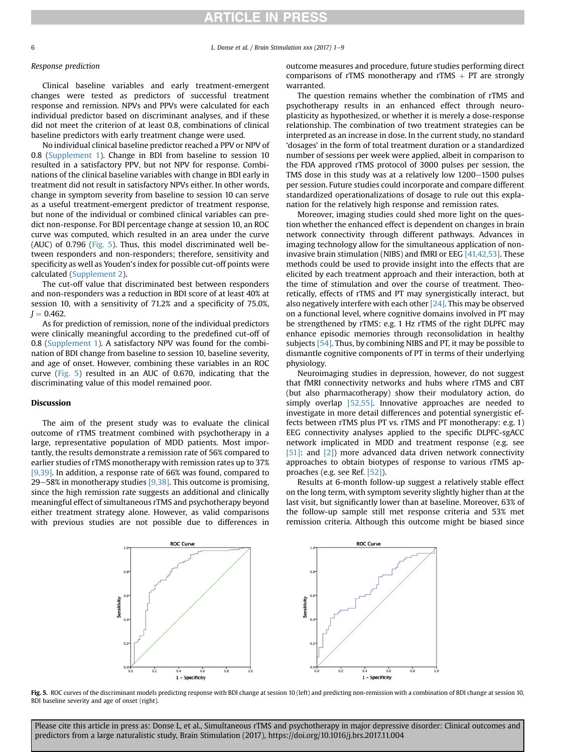*Response prediction*

Clinical baseline variables and early treatment-emergent changes were tested as predictors of successful treatment response and remission. NPVs and PPVs were calculated for each individual predictor based on discriminant analyses, and if these did not meet the criterion of at least 0.8, combinations of clinical baseline predictors with early treatment change were used.

No individual clinical baseline predictor reached a PPV or NPV of 0.8 (Supplement 1). Change in BDI from baseline to session 10 resulted in a satisfactory PPV, but not NPV for response. Combinations of the clinical baseline variables with change in BDI early in treatment did not result in satisfactory NPVs either. In other words, change in symptom severity from baseline to session 10 can serve as a useful treatment-emergent predictor of treatment response, but none of the individual or combined clinical variables can predict non-response. For BDI percentage change at session 10, an ROC curve was computed, which resulted in an area under the curve (AUC) of 0.796 (Fig. 5). Thus, this model discriminated well between responders and non-responders; therefore, sensitivity and specificity as well as Youden's index for possible cut-off points were calculated (Supplement 2).

The cut-off value that discriminated best between responders and non-responders was a reduction in BDI score of at least 40% at session 10, with a sensitivity of 71.2% and a specificity of 75.0%, $J = 0.462$.

As for prediction of remission, none of the individual predictors were clinically meaningful according to the predefined cut-off of 0.8 (Supplement 1). A satisfactory NPV was found for the combination of BDI change from baseline to session 10, baseline severity, and age of onset. However, combining these variables in an ROC curve (Fig. 5) resulted in an AUC of 0.670, indicating that the discriminating value of this model remained poor.

## Discussion

The aim of the present study was to evaluate the clinical outcome of rTMS treatment combined with psychotherapy in a large, representative population of MDD patients. Most importantly, the results demonstrate a remission rate of 56% compared to earlier studies of rTMS monotherapy with remission rates up to 37% [9,39]. In addition, a response rate of 66% was found, compared to 29–58% in monotherapy studies [9,38]. This outcome is promising, since the high remission rate suggests an additional and clinically meaningful effect of simultaneous rTMS and psychotherapy beyond either treatment strategy alone. However, as valid comparisons with previous studies are not possible due to differences in outcome measures and procedure, future studies performing direct comparisons of rTMS monotherapy and rTMS + PT are strongly warranted.

The question remains whether the combination of rTMS and psychotherapy results in an enhanced effect through neuroplasticity as hypothesized, or whether it is merely a dose-response relationship. The combination of two treatment strategies can be interpreted as an increase in dose. In the current study, no standard 'dosages' in the form of total treatment duration or a standardized number of sessions per week were applied, albeit in comparison to the FDA approved rTMS protocol of 3000 pulses per session, the TMS dose in this study was at a relatively low 1200–1500 pulses per session. Future studies could incorporate and compare different standardized operationalizations of dosage to rule out this explanation for the relatively high response and remission rates.

Moreover, imaging studies could shed more light on the question whether the enhanced effect is dependent on changes in brain network connectivity through different pathways. Advances in imaging technology allow for the simultaneous application of non-invasive brain stimulation (NIBS) and fMRI or EEG [41,42,53]. These methods could be used to provide insight into the effects that are elicited by each treatment approach and their interaction, both at the time of stimulation and over the course of treatment. Theoretically, effects of rTMS and PT may synergistically interact, but also negatively interfere with each other [24]. This may be observed on a functional level, where cognitive domains involved in PT may be strengthened by rTMS: e.g. 1 Hz rTMS of the right DLPFC may enhance episodic memories through reconsolidation in healthy subjects [54]. Thus, by combining NIBS and PT, it may be possible to dismantle cognitive components of PT in terms of their underlying physiology.

Neuroimaging studies in depression, however, do not suggest that fMRI connectivity networks and hubs where rTMS and CBT (but also pharmacotherapy) show their modulatory action, do simply overlap [52,55]. Innovative approaches are needed to investigate in more detail differences and potential synergistic effects between rTMS plus PT vs. rTMS and PT monotherapy: e.g. 1) EEG connectivity analyses applied to the specific DLPFC-sgACC network implicated in MDD and treatment response (e.g. see [51]: and [2]) more advanced data driven network connectivity approaches to obtain biotypes of response to various rTMS approaches (e.g. see Ref. [52]).

Results at 6-month follow-up suggest a relatively stable effect on the long term, with symptom severity slightly higher than at the last visit, but significantly lower than at baseline. Moreover, 63% of the follow-up sample still met response criteria and 53% met remission criteria. Although this outcome might be biased since

**Fig. 5.** ROC curves of the discriminant models predicting response with BDI change at session 10 (left) and predicting non-remission with a combination of BDI change at session 10, BDI baseline severity and age of onset (right).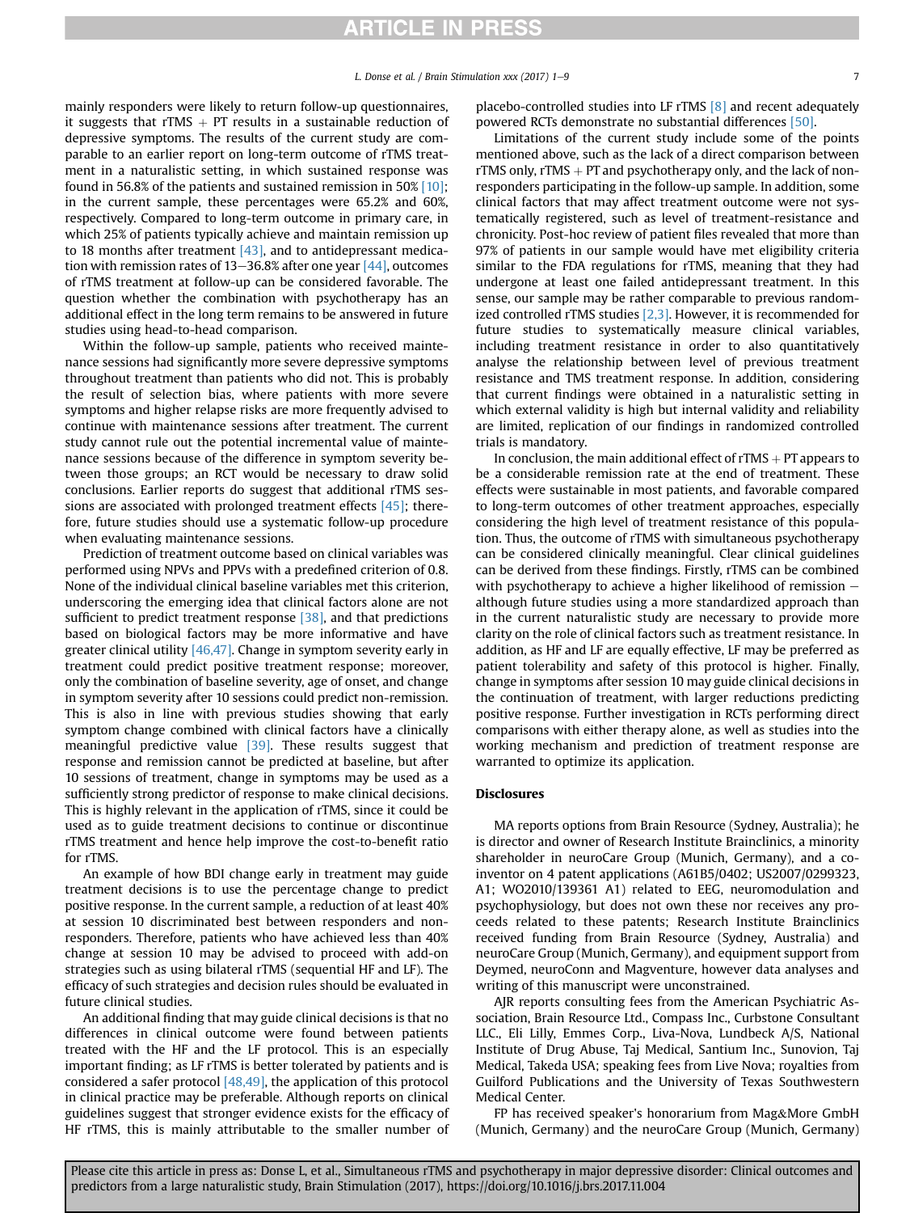mainly responders were likely to return follow-up questionnaires, it suggests that rTMS + PT results in a sustainable reduction of depressive symptoms. The results of the current study are comparable to an earlier report on long-term outcome of rTMS treatment in a naturalistic setting, in which sustained response was found in 56.8% of the patients and sustained remission in 50% [10]; in the current sample, these percentages were 65.2% and 60%, respectively. Compared to long-term outcome in primary care, in which 25% of patients typically achieve and maintain remission up to 18 months after treatment [43], and to antidepressant medication with remission rates of 13–36.8% after one year [44], outcomes of rTMS treatment at follow-up can be considered favorable. The question whether the combination with psychotherapy has an additional effect in the long term remains to be answered in future studies using head-to-head comparison.

Within the follow-up sample, patients who received maintenance sessions had significantly more severe depressive symptoms throughout treatment than patients who did not. This is probably the result of selection bias, where patients with more severe symptoms and higher relapse risks are more frequently advised to continue with maintenance sessions after treatment. The current study cannot rule out the potential incremental value of maintenance sessions because of the difference in symptom severity between those groups; an RCT would be necessary to draw solid conclusions. Earlier reports do suggest that additional rTMS sessions are associated with prolonged treatment effects [45]; therefore, future studies should use a systematic follow-up procedure when evaluating maintenance sessions.

Prediction of treatment outcome based on clinical variables was performed using NPVs and PPVs with a predefined criterion of 0.8. None of the individual clinical baseline variables met this criterion, underscoring the emerging idea that clinical factors alone are not sufficient to predict treatment response [38], and that predictions based on biological factors may be more informative and have greater clinical utility [46,47]. Change in symptom severity early in treatment could predict positive treatment response; moreover, only the combination of baseline severity, age of onset, and change in symptom severity after 10 sessions could predict non-remission. This is also in line with previous studies showing that early symptom change combined with clinical factors have a clinically meaningful predictive value [39]. These results suggest that response and remission cannot be predicted at baseline, but after 10 sessions of treatment, change in symptoms may be used as a sufficiently strong predictor of response to make clinical decisions. This is highly relevant in the application of rTMS, since it could be used as to guide treatment decisions to continue or discontinue rTMS treatment and hence help improve the cost-to-benefit ratio for rTMS.

An example of how BDI change early in treatment may guide treatment decisions is to use the percentage change to predict positive response. In the current sample, a reduction of at least 40% at session 10 discriminated best between responders and non-responders. Therefore, patients who have achieved less than 40% change at session 10 may be advised to proceed with add-on strategies such as using bilateral rTMS (sequential HF and LF). The efficacy of such strategies and decision rules should be evaluated in future clinical studies.

An additional finding that may guide clinical decisions is that no differences in clinical outcome were found between patients treated with the HF and the LF protocol. This is an especially important finding; as LF rTMS is better tolerated by patients and is considered a safer protocol [48,49], the application of this protocol in clinical practice may be preferable. Although reports on clinical guidelines suggest that stronger evidence exists for the efficacy of HF rTMS, this is mainly attributable to the smaller number of placebo-controlled studies into LF rTMS [8] and recent adequately powered RCTs demonstrate no substantial differences [50].

Limitations of the current study include some of the points mentioned above, such as the lack of a direct comparison between rTMS only, rTMS + PT and psychotherapy only, and the lack of non-responders participating in the follow-up sample. In addition, some clinical factors that may affect treatment outcome were not systematically registered, such as level of treatment-resistance and chronicity. Post-hoc review of patient files revealed that more than 97% of patients in our sample would have met eligibility criteria similar to the FDA regulations for rTMS, meaning that they had undergone at least one failed antidepressant treatment. In this sense, our sample may be rather comparable to previous randomized controlled rTMS studies [2,3]. However, it is recommended for future studies to systematically measure clinical variables, including treatment resistance in order to also quantitatively analyse the relationship between level of previous treatment resistance and TMS treatment response. In addition, considering that current findings were obtained in a naturalistic setting in which external validity is high but internal validity and reliability are limited, replication of our findings in randomized controlled trials is mandatory.

In conclusion, the main additional effect of rTMS + PT appears to be a considerable remission rate at the end of treatment. These effects were sustainable in most patients, and favorable compared to long-term outcomes of other treatment approaches, especially considering the high level of treatment resistance of this population. Thus, the outcome of rTMS with simultaneous psychotherapy can be considered clinically meaningful. Clear clinical guidelines can be derived from these findings. Firstly, rTMS can be combined with psychotherapy to achieve a higher likelihood of remission — although future studies using a more standardized approach than in the current naturalistic study are necessary to provide more clarity on the role of clinical factors such as treatment resistance. In addition, as HF and LF are equally effective, LF may be preferred as patient tolerability and safety of this protocol is higher. Finally, change in symptoms after session 10 may guide clinical decisions in the continuation of treatment, with larger reductions predicting positive response. Further investigation in RCTs performing direct comparisons with either therapy alone, as well as studies into the working mechanism and prediction of treatment response are warranted to optimize its application.

## Disclosures

MA reports options from Brain Resource (Sydney, Australia); he is director and owner of Research Institute Brainclinics, a minority shareholder in neuroCare Group (Munich, Germany), and a co-inventor on 4 patent applications (A61B5/0402; US2007/0299323, A1; WO2010/139361 A1) related to EEG, neuromodulation and psychophysiology, but does not own these nor receives any proceeds related to these patents; Research Institute Brainclinics received funding from Brain Resource (Sydney, Australia) and neuroCare Group (Munich, Germany), and equipment support from Deymed, neuroConn and Magventure, however data analyses and writing of this manuscript were unconstrained.

AJR reports consulting fees from the American Psychiatric Association, Brain Resource Ltd., Compass Inc., Curbstone Consultant LLC., Eli Lilly, Emmes Corp., Liva-Nova, Lundbeck A/S, National Institute of Drug Abuse, Taj Medical, Santium Inc., Sunovion, Taj Medical, Takeda USA; speaking fees from Live Nova; royalties from Guilford Publications and the University of Texas Southwestern Medical Center.

FP has received speaker's honorarium from Mag&More GmbH (Munich, Germany) and the neuroCare Group (Munich, Germany)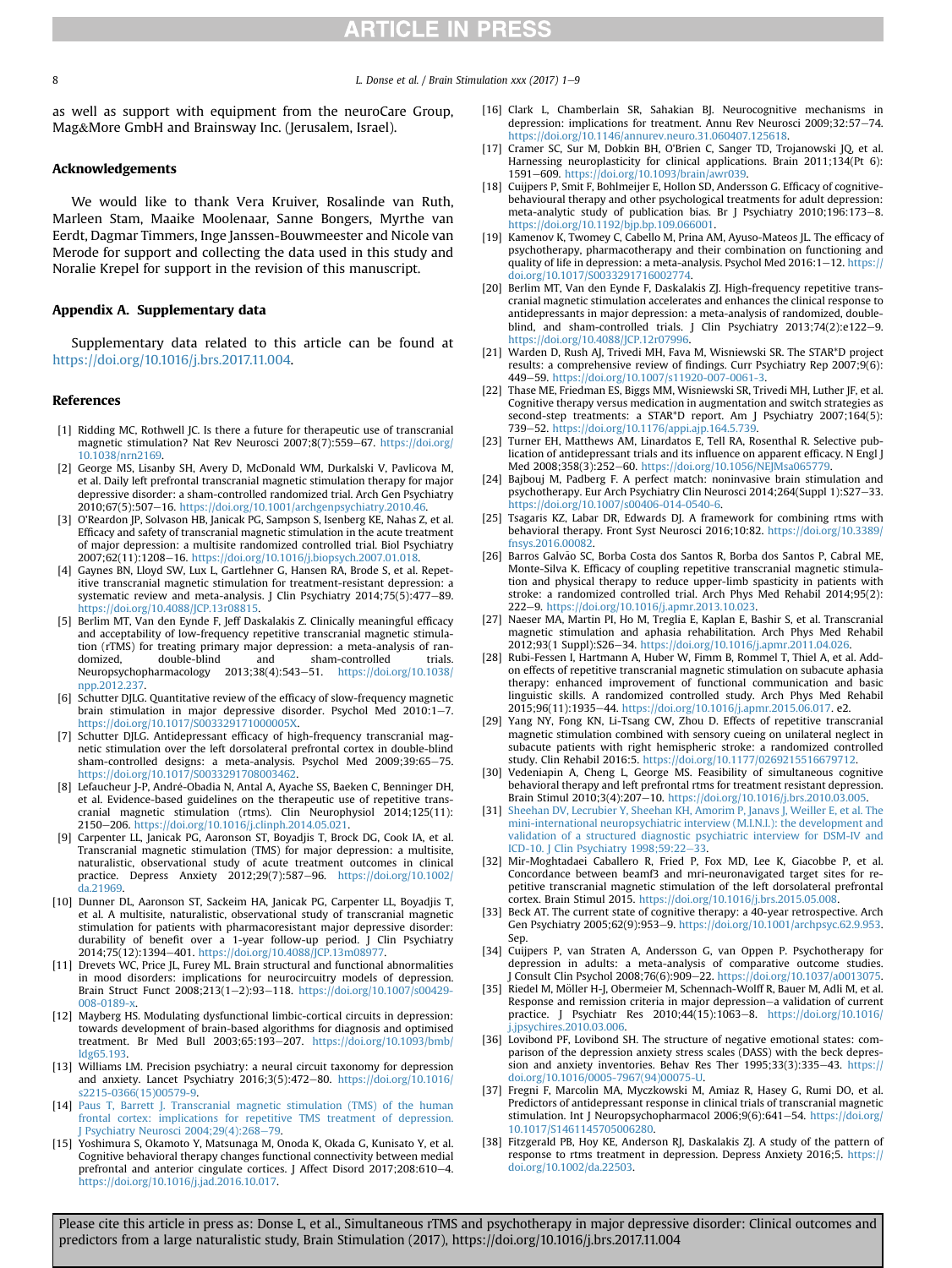as well as support with equipment from the neuroCare Group, Mag&More GmbH and Brainsway Inc. (Jerusalem, Israel).

## Acknowledgements

We would like to thank Vera Kruiver, Rosalinde van Ruth, Marleen Stam, Maaike Moolenaar, Sanne Bongers, Myrthe van Eerdt, Dagmar Timmers, Inge Janssen-Bouwmeester and Nicole van Merode for support and collecting the data used in this study and Noralie Krepel for support in the revision of this manuscript.

## Appendix A. Supplementary data

Supplementary data related to this article can be found at https://doi.org/10.1016/j.brs.2017.11.004.

## References

[1] Ridding MC, Rothwell JC. Is there a future for therapeutic use of transcranial magnetic stimulation? Nat Rev Neurosci 2007;8(7):559–67. https://doi.org/10.1038/nrn2169.

[2] George MS, Lisanby SH, Avery D, McDonald WM, Durkalski V, Pavlicova M, et al. Daily left prefrontal transcranial magnetic stimulation therapy for major depressive disorder: a sham-controlled randomized trial. Arch Gen Psychiatry 2010;67(5):507–16. https://doi.org/10.1001/archgenpsychiatry.2010.46.

[3] O'Reardon JP, Solvason HB, Janicak PG, Sampson S, Isenberg KE, Nahas Z, et al. Efficacy and safety of transcranial magnetic stimulation in the acute treatment of major depression: a multisite randomized controlled trial. Biol Psychiatry 2007;62(11):1208–16. https://doi.org/10.1016/j.biopsych.2007.01.018.

[4] Gaynes BN, Lloyd SW, Lux L, Gartlehner G, Hansen RA, Brode S, et al. Repetitive transcranial magnetic stimulation for treatment-resistant depression: a systematic review and meta-analysis. J Clin Psychiatry 2014;75(5):477–89. https://doi.org/10.4088/JCP.13r08815.

[5] Berlim MT, Van den Eynde F, Jeff Daskalakis Z. Clinically meaningful efficacy and acceptability of low-frequency repetitive transcranial magnetic stimulation (rTMS) for treating primary major depression: a meta-analysis of randomized, double-blind and sham-controlled trials. Neuropsychopharmacology 2013;38(4):543–51. https://doi.org/10.1038/npp.2012.237.

[6] Schutter DJLG. Quantitative review of the efficacy of slow-frequency magnetic brain stimulation in major depressive disorder. Psychol Med 2010:1–7. https://doi.org/10.1017/S003329171000005X.

[7] Schutter DJLG. Antidepressant efficacy of high-frequency transcranial magnetic stimulation over the left dorsolateral prefrontal cortex in double-blind sham-controlled designs: a meta-analysis. Psychol Med 2009;39:65–75. https://doi.org/10.1017/S0033291708003462.

[8] Lefaucheur J-P, André-Obadia N, Antal A, Ayache SS, Baeken C, Benninger DH, et al. Evidence-based guidelines on the therapeutic use of repetitive transcranial magnetic stimulation (rtms). Clin Neurophysiol 2014;125(11):2150–206. https://doi.org/10.1016/j.clinph.2014.05.021.

[9] Carpenter LL, Janicak PG, Aaronson ST, Boyadjis T, Brock DG, Cook IA, et al. Transcranial magnetic stimulation (TMS) for major depression: a multisite, naturalistic, observational study of acute treatment outcomes in clinical practice. Depress Anxiety 2012;29(7):587–96. https://doi.org/10.1002/da.21969.

[10] Dunner DL, Aaronson ST, Sackeim HA, Janicak PG, Carpenter LL, Boyadjis T, et al. A multisite, naturalistic, observational study of transcranial magnetic stimulation for patients with pharmacoresistant major depressive disorder: durability of benefit over a 1-year follow-up period. J Clin Psychiatry 2014;75(12):1394–401. https://doi.org/10.4088/JCP.13m08977.

[11] Drevets WC, Price JL, Furey ML. Brain structural and functional abnormalities in mood disorders: implications for neurocircuitry models of depression. Brain Struct Funct 2008;213(1–2):93–118. https://doi.org/10.1007/s00429-008-0189-x.

[12] Mayberg HS. Modulating dysfunctional limbic-cortical circuits in depression: towards development of brain-based algorithms for diagnosis and optimised treatment. Br Med Bull 2003;65:193–207. https://doi.org/10.1093/bmb/ldg65.193.

[13] Williams LM. Precision psychiatry: a neural circuit taxonomy for depression and anxiety. Lancet Psychiatry 2016;3(5):472–80. https://doi.org/10.1016/s2215-0366(15)00579-9.

[14] Paus T, Barrett J. Transcranial magnetic stimulation (TMS) of the human frontal cortex: implications for repetitive TMS treatment of depression. J Psychiatry Neurosci 2004;29(4):268–79.

[15] Yoshimura S, Okamoto Y, Matsunaga M, Onoda K, Okada G, Kunisato Y, et al. Cognitive behavioral therapy changes functional connectivity between medial prefrontal and anterior cingulate cortices. J Affect Disord 2017;208:610–4. https://doi.org/10.1016/j.jad.2016.10.017.

[16] Clark L, Chamberlain SR, Sahakian BJ. Neurocognitive mechanisms in depression: implications for treatment. Annu Rev Neurosci 2009;32:57–74. https://doi.org/10.1146/annurev.neuro.31.060407.125618.

[17] Cramer SC, Sur M, Dobkin BH, O'Brien C, Sanger TD, Trojanowski JQ, et al. Harnessing neuroplasticity for clinical applications. Brain 2011;134(Pt 6):1591–609. https://doi.org/10.1093/brain/awr039.

[18] Cuijpers P, Smit F, Bohlmeijer E, Hollon SD, Andersson G. Efficacy of cognitive-behavioural therapy and other psychological treatments for adult depression: meta-analytic study of publication bias. Br J Psychiatry 2010;196:173–8. https://doi.org/10.1192/bjp.bp.109.066001.

[19] Kamenov K, Twomey C, Cabello M, Prina AM, Ayuso-Mateos JL. The efficacy of psychotherapy, pharmacotherapy and their combination on functioning and quality of life in depression: a meta-analysis. Psychol Med 2016:1–12. https://doi.org/10.1017/S0033291716002774.

[20] Berlim MT, Van den Eynde F, Daskalakis ZJ. High-frequency repetitive transcranial magnetic stimulation accelerates and enhances the clinical response to antidepressants in major depression: a meta-analysis of randomized, double-blind, and sham-controlled trials. J Clin Psychiatry 2013;74(2):e122–9. https://doi.org/10.4088/JCP.12r07996.

[21] Warden D, Rush AJ, Trivedi MH, Fava M, Wisniewski SR. The STAR*D project results: a comprehensive review of findings. Curr Psychiatry Rep 2007;9(6):449–59. https://doi.org/10.1007/s11920-007-0061-3.

[22] Thase ME, Friedman ES, Biggs MM, Wisniewski SR, Trivedi MH, Luther JF, et al. Cognitive therapy versus medication in augmentation and switch strategies as second-step treatments: a STAR*D report. Am J Psychiatry 2007;164(5):739–52. https://doi.org/10.1176/appi.ajp.164.5.739.

[23] Turner EH, Matthews AM, Linardatos E, Tell RA, Rosenthal R. Selective publication of antidepressant trials and its influence on apparent efficacy. N Engl J Med 2008;358(3):252–60. https://doi.org/10.1056/NEJMsa065779.

[24] Bajbouj M, Padberg F. A perfect match: noninvasive brain stimulation and psychotherapy. Eur Arch Psychiatry Clin Neurosci 2014;264(Suppl 1):S27–33. https://doi.org/10.1007/s00406-014-0540-6.

[25] Tsagaris KZ, Labar DR, Edwards DJ. A framework for combining rtms with behavioral therapy. Front Syst Neurosci 2016;10:82. https://doi.org/10.3389/fnsys.2016.00082.

[26] Barros Galvão SC, Borba Costa dos Santos R, Borba dos Santos P, Cabral ME, Monte-Silva K. Efficacy of coupling repetitive transcranial magnetic stimulation and physical therapy to reduce upper-limb spasticity in patients with stroke: a randomized controlled trial. Arch Phys Med Rehabil 2014;95(2):222–9. https://doi.org/10.1016/j.apmr.2013.10.023.

[27] Naeser MA, Martin PI, Ho M, Treglia E, Kaplan E, Bashir S, et al. Transcranial magnetic stimulation and aphasia rehabilitation. Arch Phys Med Rehabil 2012;93(1 Suppl):S26–34. https://doi.org/10.1016/j.apmr.2011.04.026.

[28] Rubi-Fessen I, Hartmann A, Huber W, Fimm B, Rommel T, Thiel A, et al. Add-on effects of repetitive transcranial magnetic stimulation on subacute aphasia therapy: enhanced improvement of functional communication and basic linguistic skills. A randomized controlled study. Arch Phys Med Rehabil 2015;96(11):1935–44. https://doi.org/10.1016/j.apmr.2015.06.017. e2.

[29] Yang NY, Fong KN, Li-Tsang CW, Zhou D. Effects of repetitive transcranial magnetic stimulation combined with sensory cueing on unilateral neglect in subacute patients with right hemispheric stroke: a randomized controlled study. Clin Rehabil 2016:5. https://doi.org/10.1177/0269215516679712.

[30] Vedeniapin A, Cheng L, George MS. Feasibility of simultaneous cognitive behavioral therapy and left prefrontal rtms for treatment resistant depression. Brain Stimul 2010;3(4):207–10. https://doi.org/10.1016/j.brs.2010.03.005.

[31] Sheehan DV, Lecrubier Y, Sheehan KH, Amorim P, Janavs J, Weiller E, et al. The mini-international neuropsychiatric interview (M.I.N.I.): the development and validation of a structured diagnostic psychiatric interview for DSM-IV and ICD-10. J Clin Psychiatry 1998;59:22–33.

[32] Mir-Moghtadaei Caballero R, Fried P, Fox MD, Lee K, Giacobbe P, et al. Concordance between beamf3 and mri-neuronavigated target sites for repetitive transcranial magnetic stimulation of the left dorsolateral prefrontal cortex. Brain Stimul 2015. https://doi.org/10.1016/j.brs.2015.05.008.

[33] Beck AT. The current state of cognitive therapy: a 40-year retrospective. Arch Gen Psychiatry 2005;62(9):953–9. https://doi.org/10.1001/archpsyc.62.9.953. Sep.

[34] Cuijpers P, van Straten A, Andersson G, van Oppen P. Psychotherapy for depression in adults: a meta-analysis of comparative outcome studies. J Consult Clin Psychol 2008;76(6):909–22. https://doi.org/10.1037/a0013075.

[35] Riedel M, Möller H-J, Obermeier M, Schennach-Wolff R, Bauer M, Adli M, et al. Response and remission criteria in major depression—a validation of current practice. J Psychiatr Res 2010;44(15):1063–8. https://doi.org/10.1016/j.jpsychires.2010.03.006.

[36] Lovibond PF, Lovibond SH. The structure of negative emotional states: comparison of the depression anxiety stress scales (DASS) with the beck depression and anxiety inventories. Behav Res Ther 1995;33(3):335–43. https://doi.org/10.1016/0005-7967(94)00075-U.

[37] Fregni F, Marcolin MA, Myczkowski M, Amiaz R, Hasey G, Rumi DO, et al. Predictors of antidepressant response in clinical trials of transcranial magnetic stimulation. Int J Neuropsychopharmacol 2006;9(6):641–54. https://doi.org/10.1017/S1461145705006280.

[38] Fitzgerald PB, Hoy KE, Anderson RJ, Daskalakis ZJ. A study of the pattern of response to rtms treatment in depression. Depress Anxiety 2016;5. https://doi.org/10.1002/da.22503.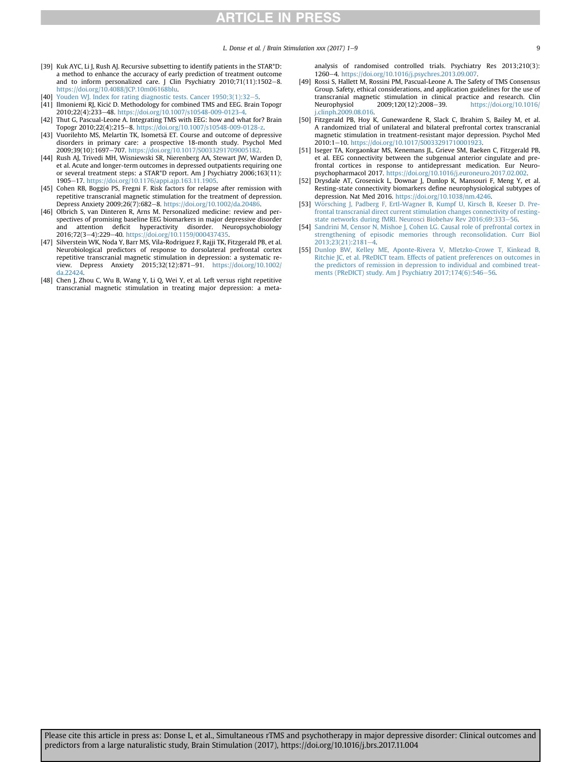[39] Kuk AYC, Li J, Rush AJ. Recursive subsetting to identify patients in the STAR*D: a method to enhance the accuracy of early prediction of treatment outcome and to inform personalized care. J Clin Psychiatry 2010;71(11):1502–8. https://doi.org/10.4088/JCP.10m06168blu.

[40] Youden WJ. Index for rating diagnostic tests. Cancer 1950;3(1):32–5.

[41] Ilmoniemi RJ, Kičić D. Methodology for combined TMS and EEG. Brain Topogr 2010;22(4):233–48. https://doi.org/10.1007/s10548-009-0123-4.

[42] Thut G, Pascual-Leone A. Integrating TMS with EEG: how and what for? Brain Topogr 2010;22(4):215–8. https://doi.org/10.1007/s10548-009-0128-z.

[43] Vuorilehto MS, Melartin TK, Isometsä ET. Course and outcome of depressive disorders in primary care: a prospective 18-month study. Psychol Med 2009;39(10):1697–707. https://doi.org/10.1017/S0033291709005182.

[44] Rush AJ, Trivedi MH, Wisniewski SR, Nierenberg AA, Stewart JW, Warden D, et al. Acute and longer-term outcomes in depressed outpatients requiring one or several treatment steps: a STAR*D report. Am J Psychiatry 2006;163(11): 1905–17. https://doi.org/10.1176/appi.ajp.163.11.1905.

[45] Cohen RB, Boggio PS, Fregni F. Risk factors for relapse after remission with repetitive transcranial magnetic stimulation for the treatment of depression. Depress Anxiety 2009;26(7):682–8. https://doi.org/10.1002/da.20486.

[46] Olbrich S, van Dinteren R, Arns M. Personalized medicine: review and perspectives of promising baseline EEG biomarkers in major depressive disorder and attention deficit hyperactivity disorder. Neuropsychobiology 2016;72(3–4):229–40. https://doi.org/10.1159/000437435.

[47] Silverstein WK, Noda Y, Barr MS, Vila-Rodriguez F, Rajji TK, Fitzgerald PB, et al. Neurobiological predictors of response to dorsolateral prefrontal cortex repetitive transcranial magnetic stimulation in depression: a systematic review. Depress Anxiety 2015;32(12):871–91. https://doi.org/10.1002/da.22424.

[48] Chen J, Zhou C, Wu B, Wang Y, Li Q, Wei Y, et al. Left versus right repetitive transcranial magnetic stimulation in treating major depression: a meta-analysis of randomised controlled trials. Psychiatry Res 2013;210(3): 1260–4. https://doi.org/10.1016/j.psychres.2013.09.007.

[49] Rossi S, Hallett M, Rossini PM, Pascual-Leone A. The Safety of TMS Consensus Group. Safety, ethical considerations, and application guidelines for the use of transcranial magnetic stimulation in clinical practice and research. Clin Neurophysiol 2009;120(12):2008–39. https://doi.org/10.1016/j.clinph.2009.08.016.

[50] Fitzgerald PB, Hoy K, Gunewardene R, Slack C, Ibrahim S, Bailey M, et al. A randomized trial of unilateral and bilateral prefrontal cortex transcranial magnetic stimulation in treatment-resistant major depression. Psychol Med 2010:1–10. https://doi.org/10.1017/S0033291710001923.

[51] Iseger TA, Korgaonkar MS, Kenemans JL, Grieve SM, Baeken C, Fitzgerald PB, et al. EEG connectivity between the subgenual anterior cingulate and prefrontal cortices in response to antidepressant medication. Eur Neuropsychopharmacol 2017. https://doi.org/10.1016/j.euroneuro.2017.02.002.

[52] Drysdale AT, Grosenick L, Downar J, Dunlop K, Mansouri F, Meng Y, et al. Resting-state connectivity biomarkers define neurophysiological subtypes of depression. Nat Med 2016. https://doi.org/10.1038/nm.4246.

[53] Wörsching J, Padberg F, Ertl-Wagner B, Kumpf U, Kirsch B, Keeser D. Prefrontal transcranial direct current stimulation changes connectivity of resting-state networks during fMRI. Neurosci Biobehav Rev 2016;69:333–56.

[54] Sandrini M, Censor N, Mishoe J, Cohen LG. Causal role of prefrontal cortex in strengthening of episodic memories through reconsolidation. Curr Biol 2013;23(21):2181–4.

[55] Dunlop BW, Kelley ME, Aponte-Rivera V, Mletzko-Crowe T, Kinkead B, Ritchie JC, et al. PReDICT team. Effects of patient preferences on outcomes in the predictors of remission in depression to individual and combined treatments (PReDICT) study. Am J Psychiatry 2017;174(6):546–56.